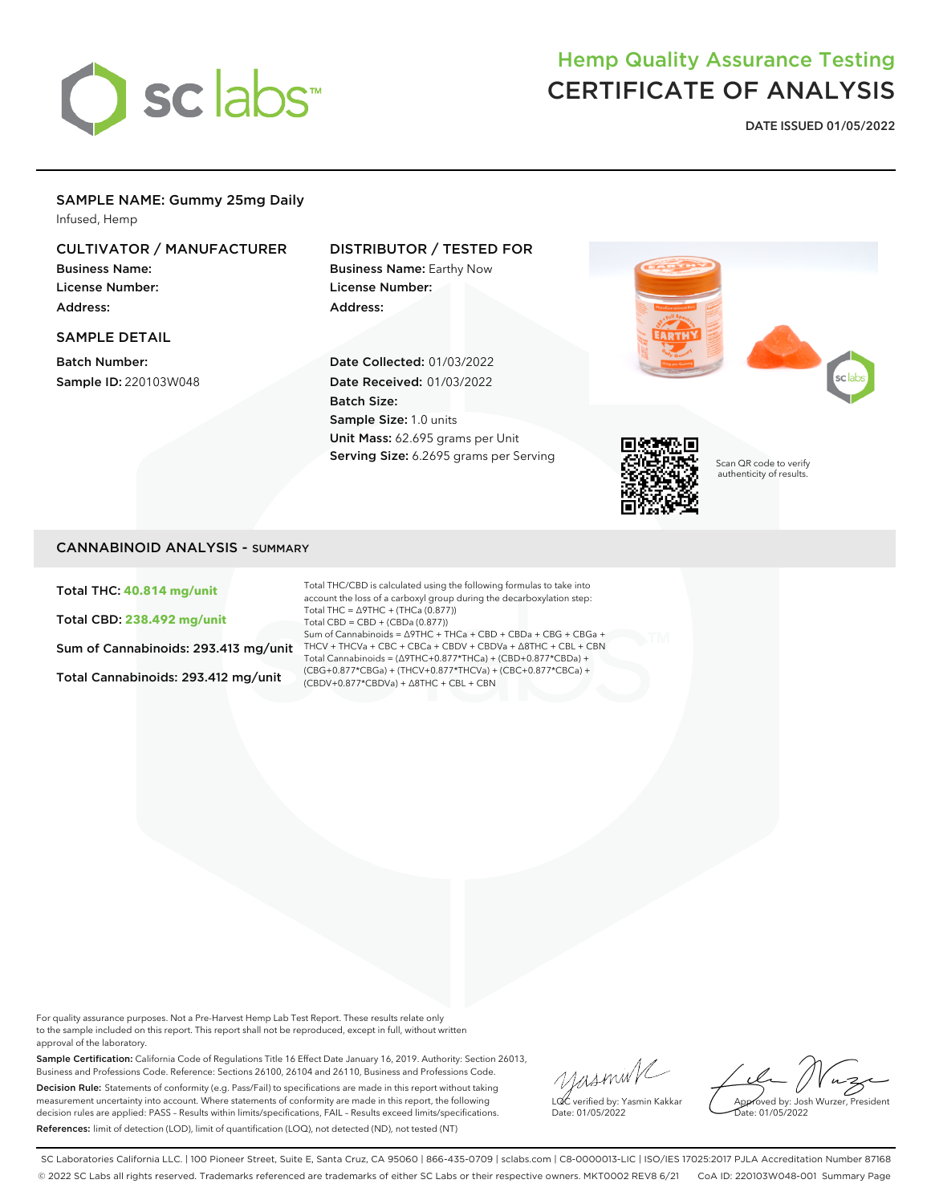sc labs™

# Hemp Quality Assurance Testing
# CERTIFICATE OF ANALYSIS

**DATE ISSUED 01/05/2022**

## SAMPLE NAME: Gummy 25mg Daily

Infused, Hemp

### CULTIVATOR / MANUFACTURER

**Business Name:**
**License Number:**
**Address:**

### DISTRIBUTOR / TESTED FOR

**Business Name:** Earthy Now
**License Number:**
**Address:**

### SAMPLE DETAIL

**Batch Number:**
**Sample ID:** 220103W048

**Date Collected:** 01/03/2022
**Date Received:** 01/03/2022
**Batch Size:**
**Sample Size:** 1.0 units
**Unit Mass:** 62.695 grams per Unit
**Serving Size:** 6.2695 grams per Serving

Scan QR code to verify authenticity of results.

## CANNABINOID ANALYSIS - SUMMARY

**Total THC: 40.814 mg/unit**

**Total CBD: 238.492 mg/unit**

**Sum of Cannabinoids: 293.413 mg/unit**

**Total Cannabinoids: 293.412 mg/unit**

Total THC/CBD is calculated using the following formulas to take into account the loss of a carboxyl group during the decarboxylation step:
Total THC = Δ9THC + (THCa (0.877))
Total CBD = CBD + (CBDa (0.877))
Sum of Cannabinoids = Δ9THC + THCa + CBD + CBDa + CBG + CBGa + THCV + THCVa + CBC + CBCa + CBDV + CBDVa + Δ8THC + CBL + CBN
Total Cannabinoids = (Δ9THC+0.877*THCa) + (CBD+0.877*CBDa) + (CBG+0.877*CBGa) + (THCV+0.877*THCVa) + (CBC+0.877*CBCa) + (CBDV+0.877*CBDVa) + Δ8THC + CBL + CBN

For quality assurance purposes. Not a Pre-Harvest Hemp Lab Test Report. These results relate only to the sample included on this report. This report shall not be reproduced, except in full, without written approval of the laboratory.

**Sample Certification:** California Code of Regulations Title 16 Effect Date January 16, 2019. Authority: Section 26013, Business and Professions Code. Reference: Sections 26100, 26104 and 26110, Business and Professions Code.

**Decision Rule:** Statements of conformity (e.g. Pass/Fail) to specifications are made in this report without taking measurement uncertainty into account. Where statements of conformity are made in this report, the following decision rules are applied: PASS – Results within limits/specifications, FAIL – Results exceed limits/specifications.

**References:** limit of detection (LOD), limit of quantification (LOQ), not detected (ND), not tested (NT)

LQC verified by: Yasmin Kakkar
Date: 01/05/2022

Approved by: Josh Wurzer, President
Date: 01/05/2022

SC Laboratories California LLC. | 100 Pioneer Street, Suite E, Santa Cruz, CA 95060 | 866-435-0709 | sclabs.com | C8-0000013-LIC | ISO/IES 17025:2017 PJLA Accreditation Number 87168
© 2022 SC Labs all rights reserved. Trademarks referenced are trademarks of either SC Labs or their respective owners. MKT0002 REV8 6/21 CoA ID: 220103W048-001 Summary Page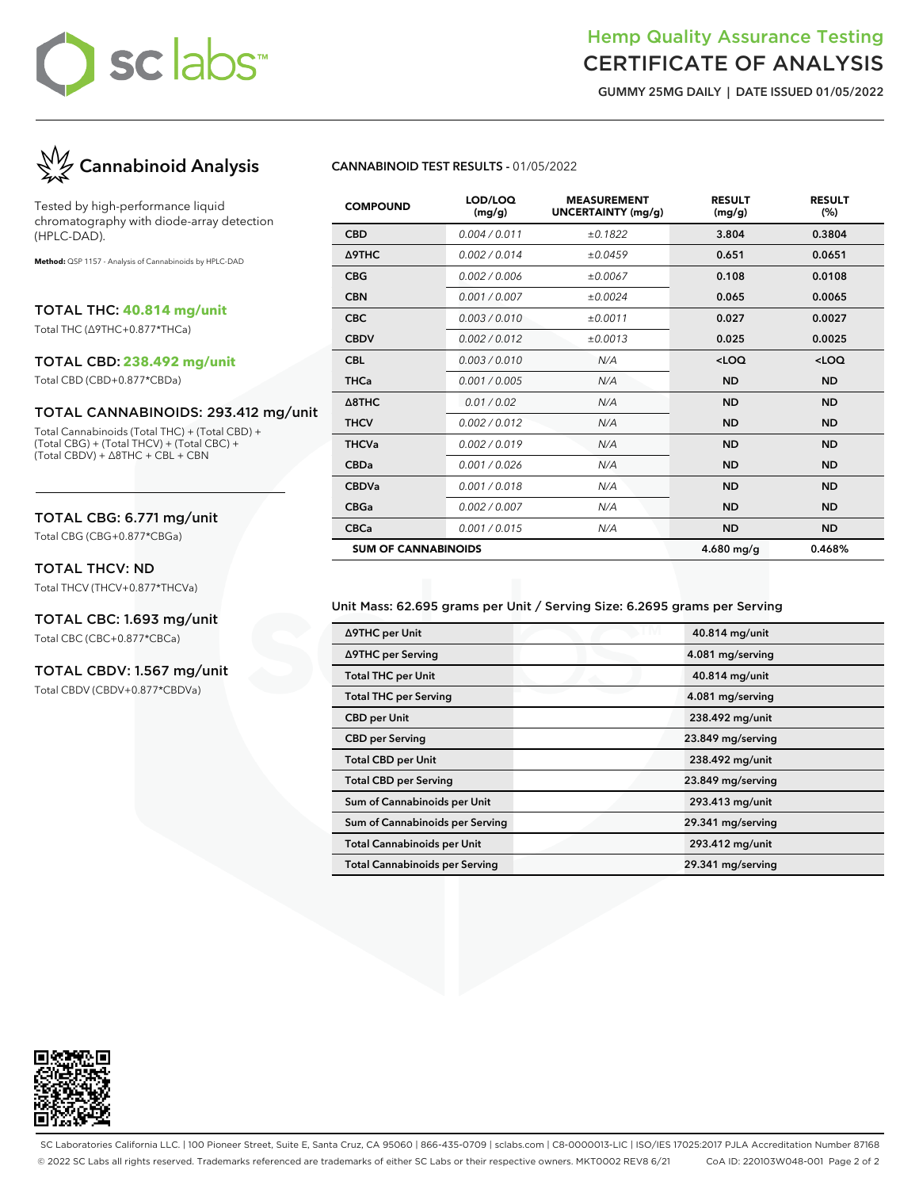# Hemp Quality Assurance Testing
# CERTIFICATE OF ANALYSIS

**GUMMY 25MG DAILY | DATE ISSUED 01/05/2022**

## Cannabinoid Analysis

Tested by high-performance liquid chromatography with diode-array detection (HPLC-DAD).

**Method:** QSP 1157 - Analysis of Cannabinoids by HPLC-DAD

### TOTAL THC: 40.814 mg/unit

Total THC (Δ9THC+0.877*THCa)

### TOTAL CBD: 238.492 mg/unit

Total CBD (CBD+0.877*CBDa)

### TOTAL CANNABINOIDS: 293.412 mg/unit

Total Cannabinoids (Total THC) + (Total CBD) + (Total CBG) + (Total THCV) + (Total CBC) + (Total CBDV) + Δ8THC + CBL + CBN

### TOTAL CBG: 6.771 mg/unit

Total CBG (CBG+0.877*CBGa)

### TOTAL THCV: ND

Total THCV (THCV+0.877*THCVa)

### TOTAL CBC: 1.693 mg/unit

Total CBC (CBC+0.877*CBCa)

### TOTAL CBDV: 1.567 mg/unit

Total CBDV (CBDV+0.877*CBDVa)

**CANNABINOID TEST RESULTS** - 01/05/2022

| COMPOUND | LOD/LOQ (mg/g) | MEASUREMENT UNCERTAINTY (mg/g) | RESULT (mg/g) | RESULT (%) |
|---|---|---|---|---|
| CBD | 0.004 / 0.011 | ±0.1822 | 3.804 | 0.3804 |
| Δ9THC | 0.002 / 0.014 | ±0.0459 | 0.651 | 0.0651 |
| CBG | 0.002 / 0.006 | ±0.0067 | 0.108 | 0.0108 |
| CBN | 0.001 / 0.007 | ±0.0024 | 0.065 | 0.0065 |
| CBC | 0.003 / 0.010 | ±0.0011 | 0.027 | 0.0027 |
| CBDV | 0.002 / 0.012 | ±0.0013 | 0.025 | 0.0025 |
| CBL | 0.003 / 0.010 | N/A | <LOQ | <LOQ |
| THCa | 0.001 / 0.005 | N/A | ND | ND |
| Δ8THC | 0.01 / 0.02 | N/A | ND | ND |
| THCV | 0.002 / 0.012 | N/A | ND | ND |
| THCVa | 0.002 / 0.019 | N/A | ND | ND |
| CBDa | 0.001 / 0.026 | N/A | ND | ND |
| CBDVa | 0.001 / 0.018 | N/A | ND | ND |
| CBGa | 0.002 / 0.007 | N/A | ND | ND |
| CBCa | 0.001 / 0.015 | N/A | ND | ND |
| **SUM OF CANNABINOIDS** | | | 4.680 mg/g | 0.468% |

Unit Mass: 62.695 grams per Unit / Serving Size: 6.2695 grams per Serving

| | |
|---|---|
| Δ9THC per Unit | 40.814 mg/unit |
| Δ9THC per Serving | 4.081 mg/serving |
| Total THC per Unit | 40.814 mg/unit |
| Total THC per Serving | 4.081 mg/serving |
| CBD per Unit | 238.492 mg/unit |
| CBD per Serving | 23.849 mg/serving |
| Total CBD per Unit | 238.492 mg/unit |
| Total CBD per Serving | 23.849 mg/serving |
| Sum of Cannabinoids per Unit | 293.413 mg/unit |
| Sum of Cannabinoids per Serving | 29.341 mg/serving |
| Total Cannabinoids per Unit | 293.412 mg/unit |
| Total Cannabinoids per Serving | 29.341 mg/serving |

SC Laboratories California LLC. | 100 Pioneer Street, Suite E, Santa Cruz, CA 95060 | 866-435-0709 | sclabs.com | C8-0000013-LIC | ISO/IES 17025:2017 PJLA Accreditation Number 87168

© 2022 SC Labs all rights reserved. Trademarks referenced are trademarks of either SC Labs or their respective owners. MKT0002 REV8 6/21 CoA ID: 220103W048-001